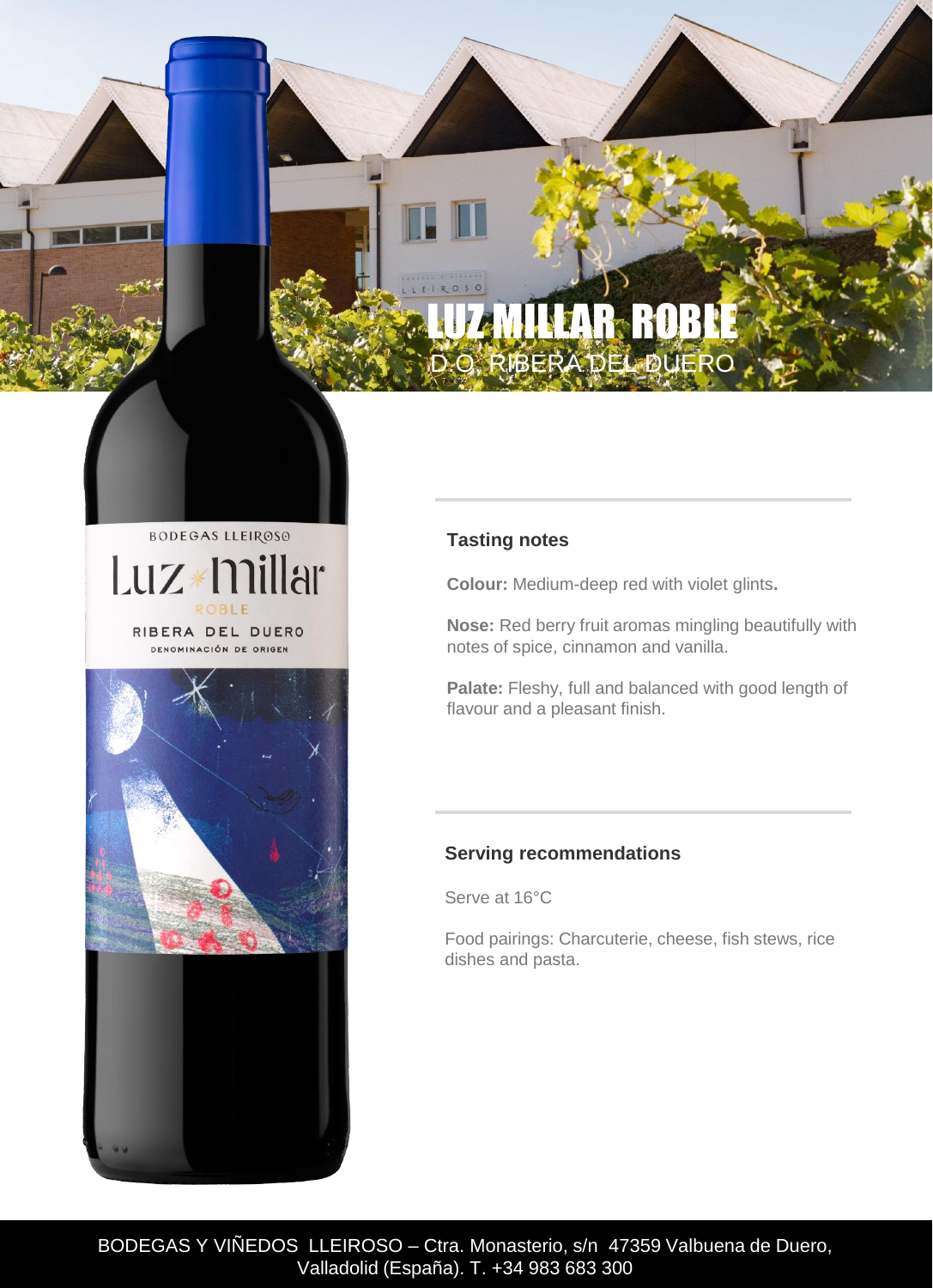# LUZ MILLAR ROBLE

D.O. RIBERA DEL DUERO

## Tasting notes

**Colour:** Medium-deep red with violet glints**.**

**Nose:** Red berry fruit aromas mingling beautifully with notes of spice, cinnamon and vanilla.

**Palate:** Fleshy, full and balanced with good length of flavour and a pleasant finish.

## Serving recommendations

Serve at 16°C

Food pairings: Charcuterie, cheese, fish stews, rice dishes and pasta.

BODEGAS Y VIÑEDOS LLEIROSO – Ctra. Monasterio, s/n 47359 Valbuena de Duero, Valladolid (España). T. +34 983 683 300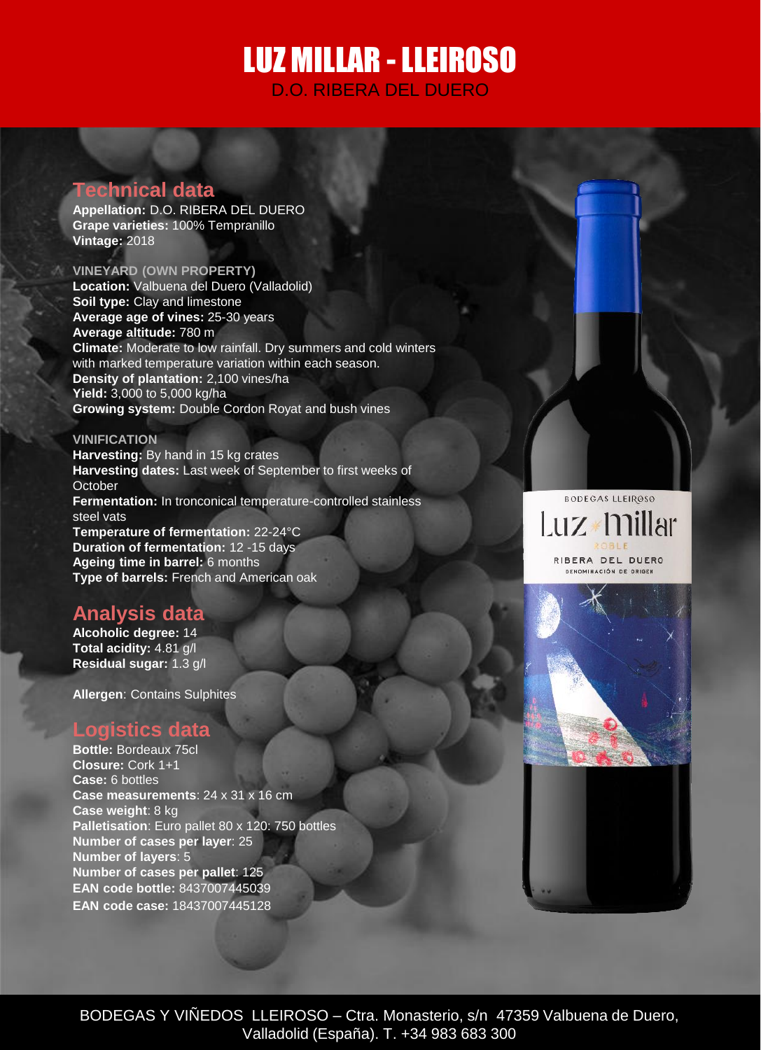# LUZ MILLAR - LLEIROSO

D.O. RIBERA DEL DUERO

## Technical data

**Appellation:** D.O. RIBERA DEL DUERO
**Grape varieties:** 100% Tempranillo
**Vintage:** 2018

**VINEYARD (OWN PROPERTY)**
**Location:** Valbuena del Duero (Valladolid)
**Soil type:** Clay and limestone
**Average age of vines:** 25-30 years
**Average altitude:** 780 m
**Climate:** Moderate to low rainfall. Dry summers and cold winters with marked temperature variation within each season.
**Density of plantation:** 2,100 vines/ha
**Yield:** 3,000 to 5,000 kg/ha
**Growing system:** Double Cordon Royat and bush vines

**VINIFICATION**
**Harvesting:** By hand in 15 kg crates
**Harvesting dates:** Last week of September to first weeks of October
**Fermentation:** In tronconical temperature-controlled stainless steel vats
**Temperature of fermentation:** 22-24°C
**Duration of fermentation:** 12 -15 days
**Ageing time in barrel:** 6 months
**Type of barrels:** French and American oak

## Analysis data

**Alcoholic degree:** 14
**Total acidity:** 4.81 g/l
**Residual sugar:** 1.3 g/l

**Allergen**: Contains Sulphites

## Logistics data

**Bottle:** Bordeaux 75cl
**Closure:** Cork 1+1
**Case:** 6 bottles
**Case measurements**: 24 x 31 x 16 cm
**Case weight**: 8 kg
**Palletisation**: Euro pallet 80 x 120: 750 bottles
**Number of cases per layer**: 25
**Number of layers**: 5
**Number of cases per pallet**: 125
**EAN code bottle:** 8437007445039
**EAN code case:** 18437007445128

BODEGAS LLEIROSO
Luz Millar
ROBLE
RIBERA DEL DUERO
DENOMINACIÓN DE ORIGEN

BODEGAS Y VIÑEDOS LLEIROSO – Ctra. Monasterio, s/n 47359 Valbuena de Duero, Valladolid (España). T. +34 983 683 300